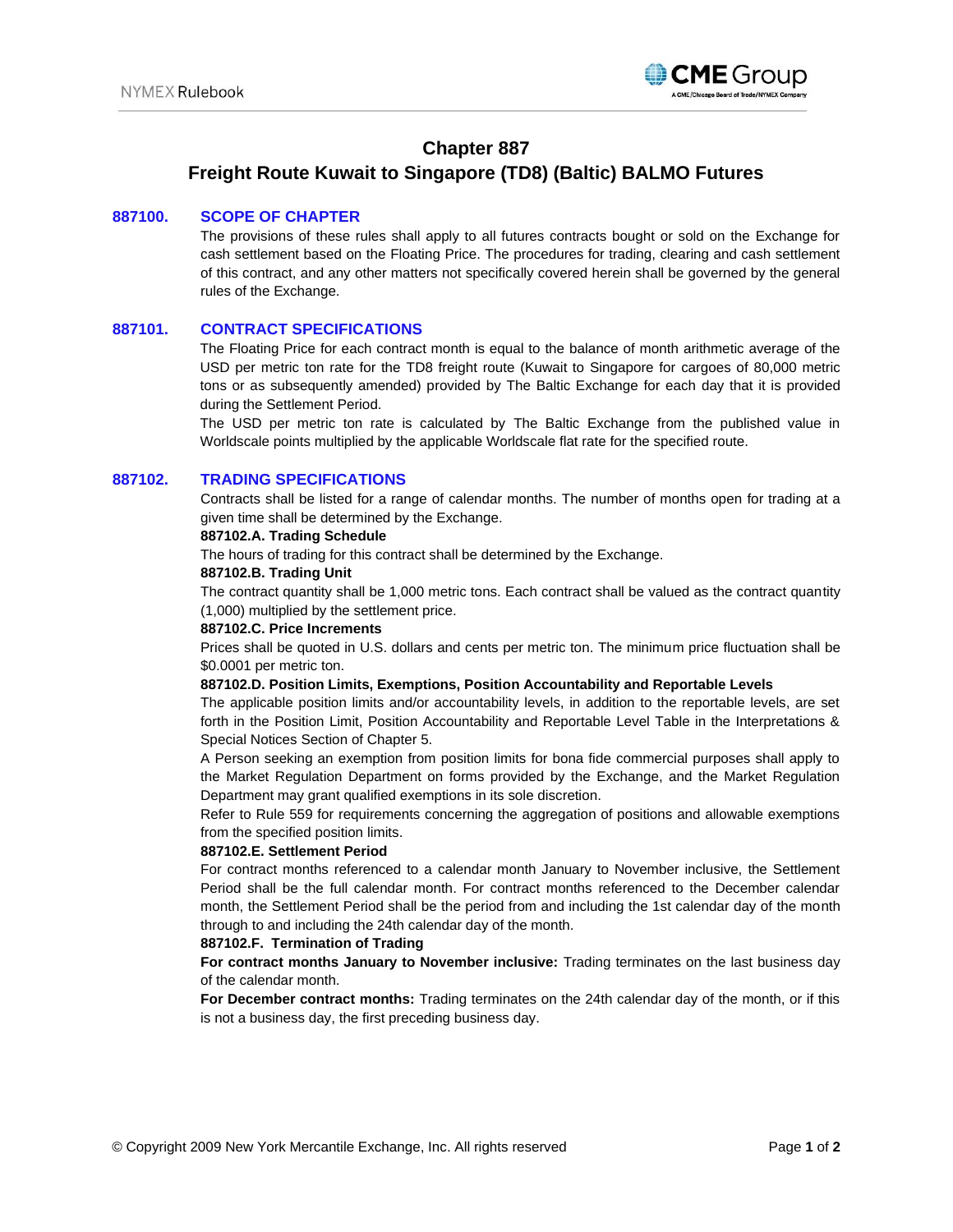# Chapter 887

# Freight Route Kuwait to Singapore (TD8) (Baltic) BALMO Futures

## 887100. SCOPE OF CHAPTER

The provisions of these rules shall apply to all futures contracts bought or sold on the Exchange for cash settlement based on the Floating Price. The procedures for trading, clearing and cash settlement of this contract, and any other matters not specifically covered herein shall be governed by the general rules of the Exchange.

## 887101. CONTRACT SPECIFICATIONS

The Floating Price for each contract month is equal to the balance of month arithmetic average of the USD per metric ton rate for the TD8 freight route (Kuwait to Singapore for cargoes of 80,000 metric tons or as subsequently amended) provided by The Baltic Exchange for each day that it is provided during the Settlement Period.

The USD per metric ton rate is calculated by The Baltic Exchange from the published value in Worldscale points multiplied by the applicable Worldscale flat rate for the specified route.

## 887102. TRADING SPECIFICATIONS

Contracts shall be listed for a range of calendar months. The number of months open for trading at a given time shall be determined by the Exchange.

**887102.A. Trading Schedule**

The hours of trading for this contract shall be determined by the Exchange.

**887102.B. Trading Unit**

The contract quantity shall be 1,000 metric tons. Each contract shall be valued as the contract quantity (1,000) multiplied by the settlement price.

**887102.C. Price Increments**

Prices shall be quoted in U.S. dollars and cents per metric ton. The minimum price fluctuation shall be $0.0001 per metric ton.

**887102.D. Position Limits, Exemptions, Position Accountability and Reportable Levels**

The applicable position limits and/or accountability levels, in addition to the reportable levels, are set forth in the Position Limit, Position Accountability and Reportable Level Table in the Interpretations & Special Notices Section of Chapter 5.

A Person seeking an exemption from position limits for bona fide commercial purposes shall apply to the Market Regulation Department on forms provided by the Exchange, and the Market Regulation Department may grant qualified exemptions in its sole discretion.

Refer to Rule 559 for requirements concerning the aggregation of positions and allowable exemptions from the specified position limits.

**887102.E. Settlement Period**

For contract months referenced to a calendar month January to November inclusive, the Settlement Period shall be the full calendar month. For contract months referenced to the December calendar month, the Settlement Period shall be the period from and including the 1st calendar day of the month through to and including the 24th calendar day of the month.

**887102.F. Termination of Trading**

**For contract months January to November inclusive:** Trading terminates on the last business day of the calendar month.

**For December contract months:** Trading terminates on the 24th calendar day of the month, or if this is not a business day, the first preceding business day.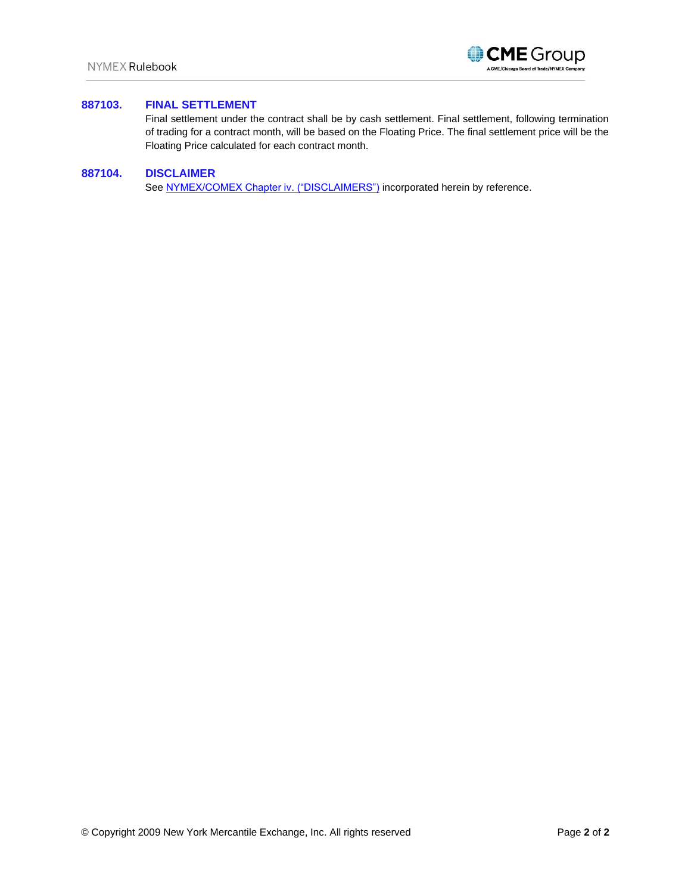### 887103. FINAL SETTLEMENT

Final settlement under the contract shall be by cash settlement. Final settlement, following termination of trading for a contract month, will be based on the Floating Price. The final settlement price will be the Floating Price calculated for each contract month.

### 887104. DISCLAIMER

See NYMEX/COMEX Chapter iv. ("DISCLAIMERS") incorporated herein by reference.